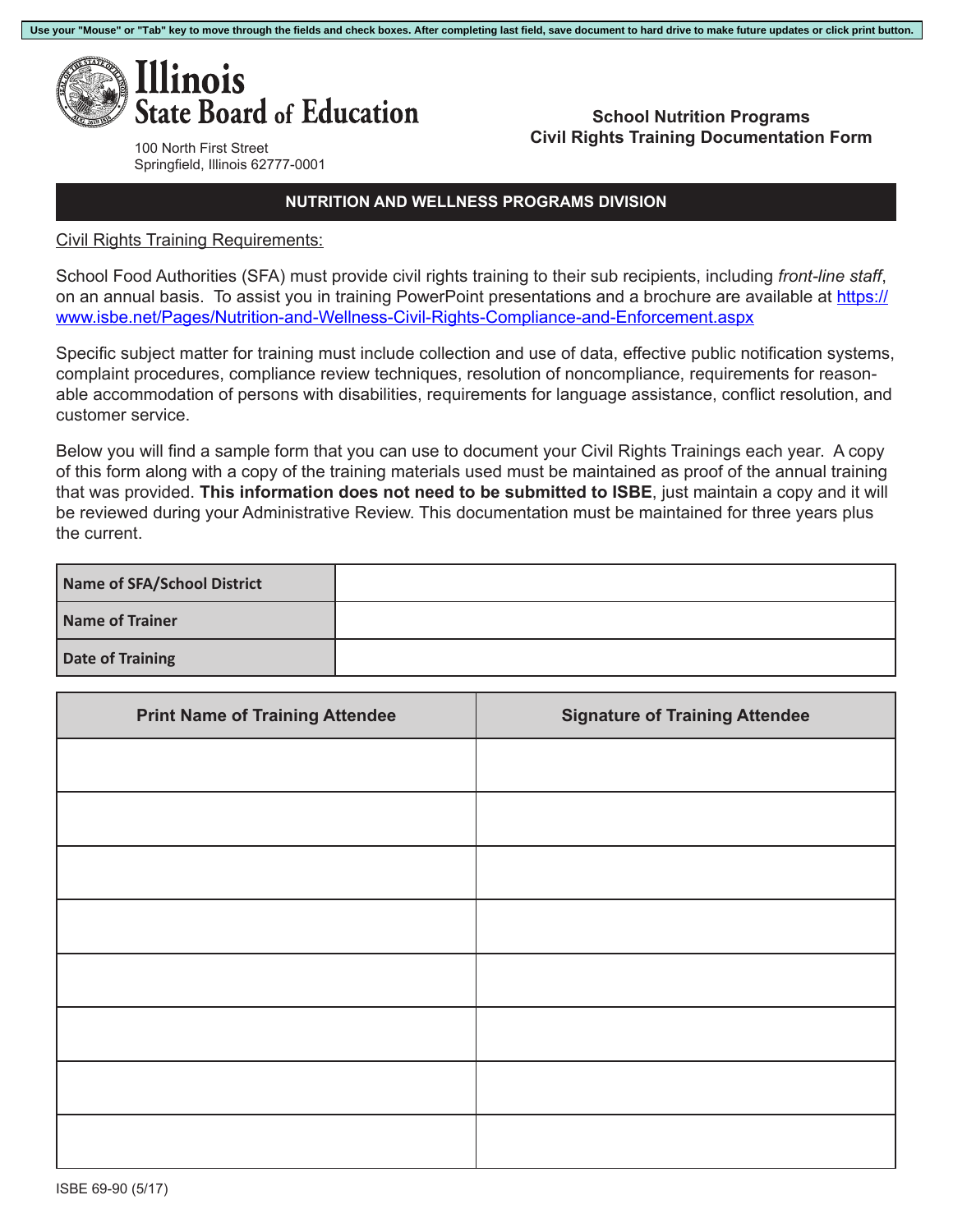Use your "Mouse" or "Tab" key to move through the fields and check boxes. After completing last field, save document to hard drive to make future updates or click print button.

# Illinois State Board of Education

100 North First Street
Springfield, Illinois 62777-0001

**School Nutrition Programs**
**Civil Rights Training Documentation Form**

## NUTRITION AND WELLNESS PROGRAMS DIVISION

Civil Rights Training Requirements:

School Food Authorities (SFA) must provide civil rights training to their sub recipients, including *front-line staff*, on an annual basis. To assist you in training PowerPoint presentations and a brochure are available at https://www.isbe.net/Pages/Nutrition-and-Wellness-Civil-Rights-Compliance-and-Enforcement.aspx

Specific subject matter for training must include collection and use of data, effective public notification systems, complaint procedures, compliance review techniques, resolution of noncompliance, requirements for reasonable accommodation of persons with disabilities, requirements for language assistance, conflict resolution, and customer service.

Below you will find a sample form that you can use to document your Civil Rights Trainings each year. A copy of this form along with a copy of the training materials used must be maintained as proof of the annual training that was provided. **This information does not need to be submitted to ISBE**, just maintain a copy and it will be reviewed during your Administrative Review. This documentation must be maintained for three years plus the current.

| Name of SFA/School District | |
|---|---|
| Name of Trainer | |
| Date of Training | |

| Print Name of Training Attendee | Signature of Training Attendee |
|---|---|
| | |
| | |
| | |
| | |
| | |
| | |
| | |
| | |

ISBE 69-90 (5/17)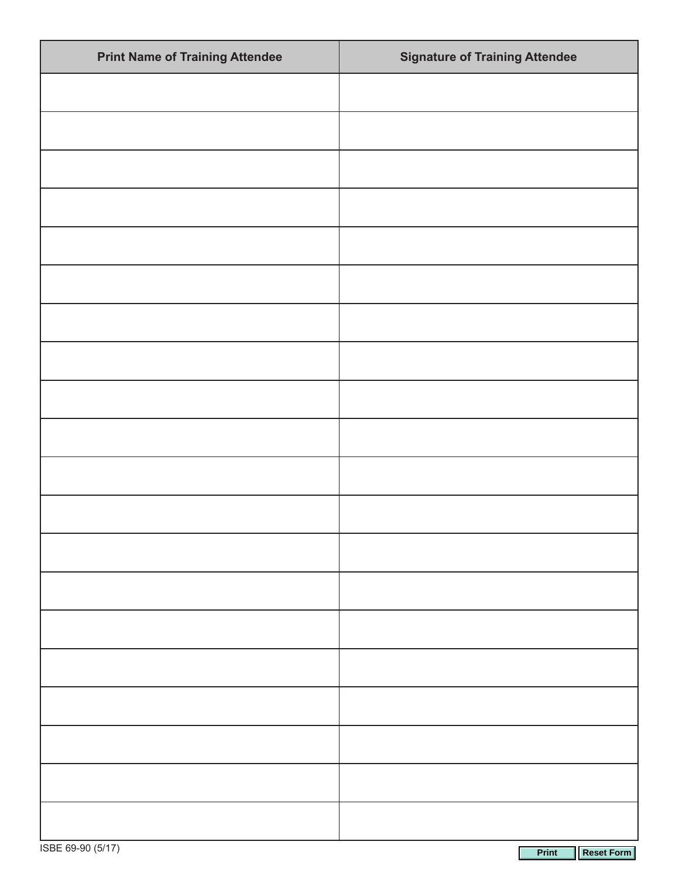| Print Name of Training Attendee | Signature of Training Attendee |
|---|---|
| | |
| | |
| | |
| | |
| | |
| | |
| | |
| | |
| | |
| | |
| | |
| | |
| | |
| | |
| | |
| | |
| | |
| | |
| | |
| | |

ISBE 69-90 (5/17)

Print Reset Form